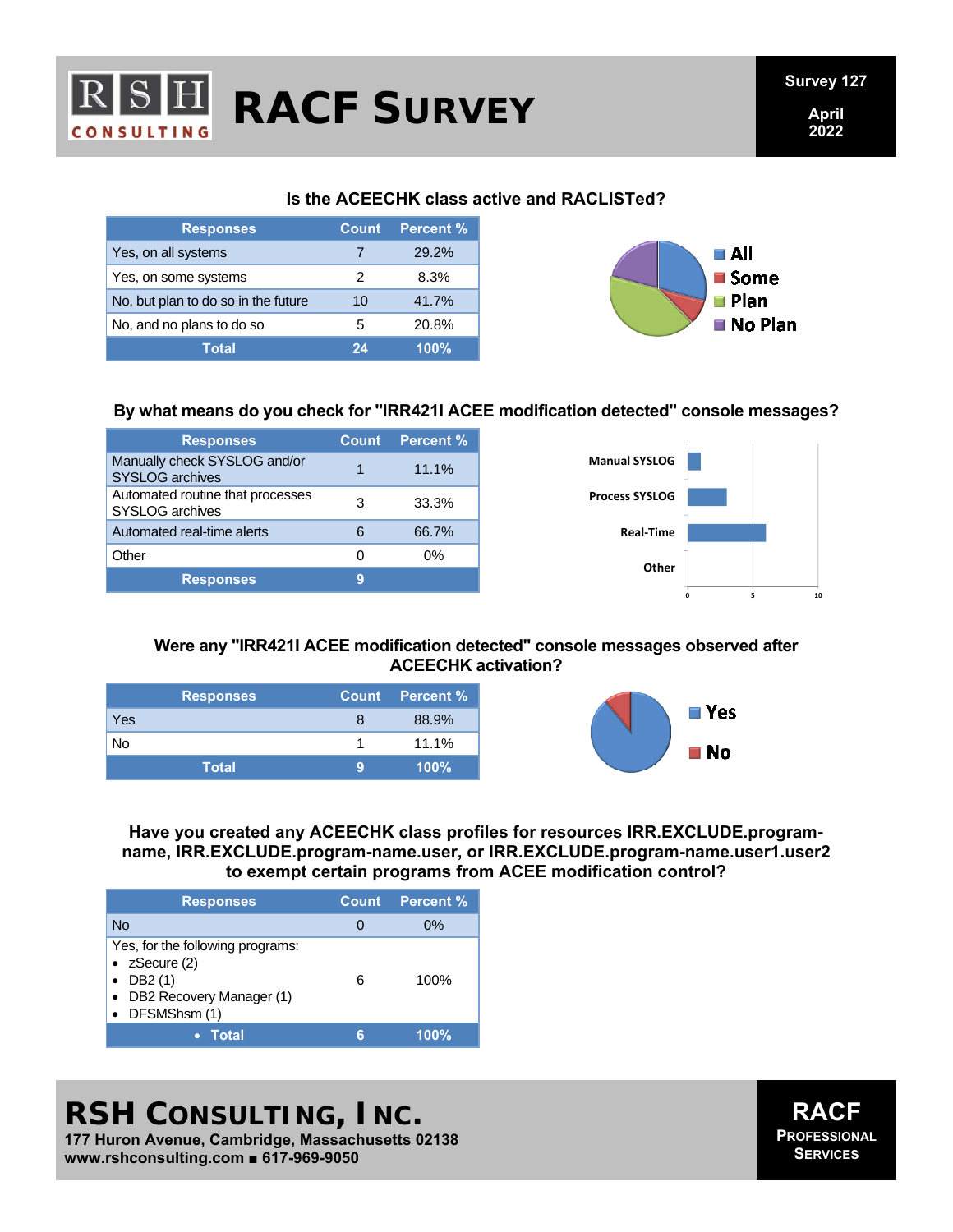# RACF SURVEY

**RSH CONSULTING**

**Survey 127**

**April 2022**

### Is the ACEECHK class active and RACLISTed?

| Responses | Count | Percent % |
|---|---|---|
| Yes, on all systems | 7 | 29.2% |
| Yes, on some systems | 2 | 8.3% |
| No, but plan to do so in the future | 10 | 41.7% |
| No, and no plans to do so | 5 | 20.8% |
| **Total** | **24** | **100%** |

All
Some
Plan
No Plan

### By what means do you check for "IRR421I ACEE modification detected" console messages?

| Responses | Count | Percent % |
|---|---|---|
| Manually check SYSLOG and/or SYSLOG archives | 1 | 11.1% |
| Automated routine that processes SYSLOG archives | 3 | 33.3% |
| Automated real-time alerts | 6 | 66.7% |
| Other | 0 | 0% |
| **Responses** | **9** | |

Manual SYSLOG
Process SYSLOG
Real-Time
Other
0 5 10

### Were any "IRR421I ACEE modification detected" console messages observed after ACEECHK activation?

| Responses | Count | Percent % |
|---|---|---|
| Yes | 8 | 88.9% |
| No | 1 | 11.1% |
| **Total** | **9** | **100%** |

Yes
No

### Have you created any ACEECHK class profiles for resources IRR.EXCLUDE.program-name, IRR.EXCLUDE.program-name.user, or IRR.EXCLUDE.program-name.user1.user2 to exempt certain programs from ACEE modification control?

| Responses | Count | Percent % |
|---|---|---|
| No | 0 | 0% |
| Yes, for the following programs:<br>• zSecure (2)<br>• DB2 (1)<br>• DB2 Recovery Manager (1)<br>• DFSMShsm (1) | 6 | 100% |
| • **Total** | **6** | **100%** |

**RSH CONSULTING, INC.**
**177 Huron Avenue, Cambridge, Massachusetts 02138**
**www.rshconsulting.com ▪ 617-969-9050**

**RACF**
**PROFESSIONAL SERVICES**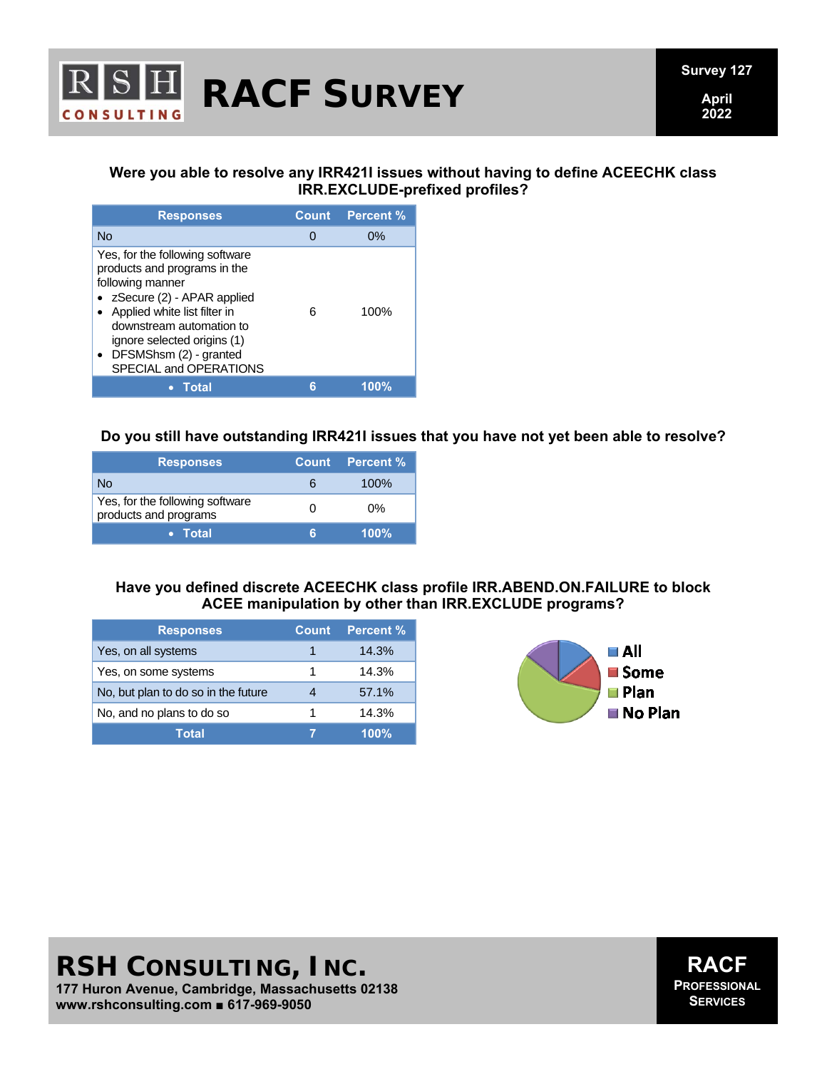### Were you able to resolve any IRR421I issues without having to define ACEECHK class IRR.EXCLUDE-prefixed profiles?

| Responses | Count | Percent % |
|---|---|---|
| No | 0 | 0% |
| Yes, for the following software products and programs in the following manner<br>• zSecure (2) - APAR applied<br>• Applied white list filter in downstream automation to ignore selected origins (1)<br>• DFSMShsm (2) - granted SPECIAL and OPERATIONS | 6 | 100% |
| • Total | 6 | 100% |

### Do you still have outstanding IRR421I issues that you have not yet been able to resolve?

| Responses | Count | Percent % |
|---|---|---|
| No | 6 | 100% |
| Yes, for the following software products and programs | 0 | 0% |
| • Total | 6 | 100% |

### Have you defined discrete ACEECHK class profile IRR.ABEND.ON.FAILURE to block ACEE manipulation by other than IRR.EXCLUDE programs?

| Responses | Count | Percent % |
|---|---|---|
| Yes, on all systems | 1 | 14.3% |
| Yes, on some systems | 1 | 14.3% |
| No, but plan to do so in the future | 4 | 57.1% |
| No, and no plans to do so | 1 | 14.3% |
| Total | 7 | 100% |

All
Some
Plan
No Plan